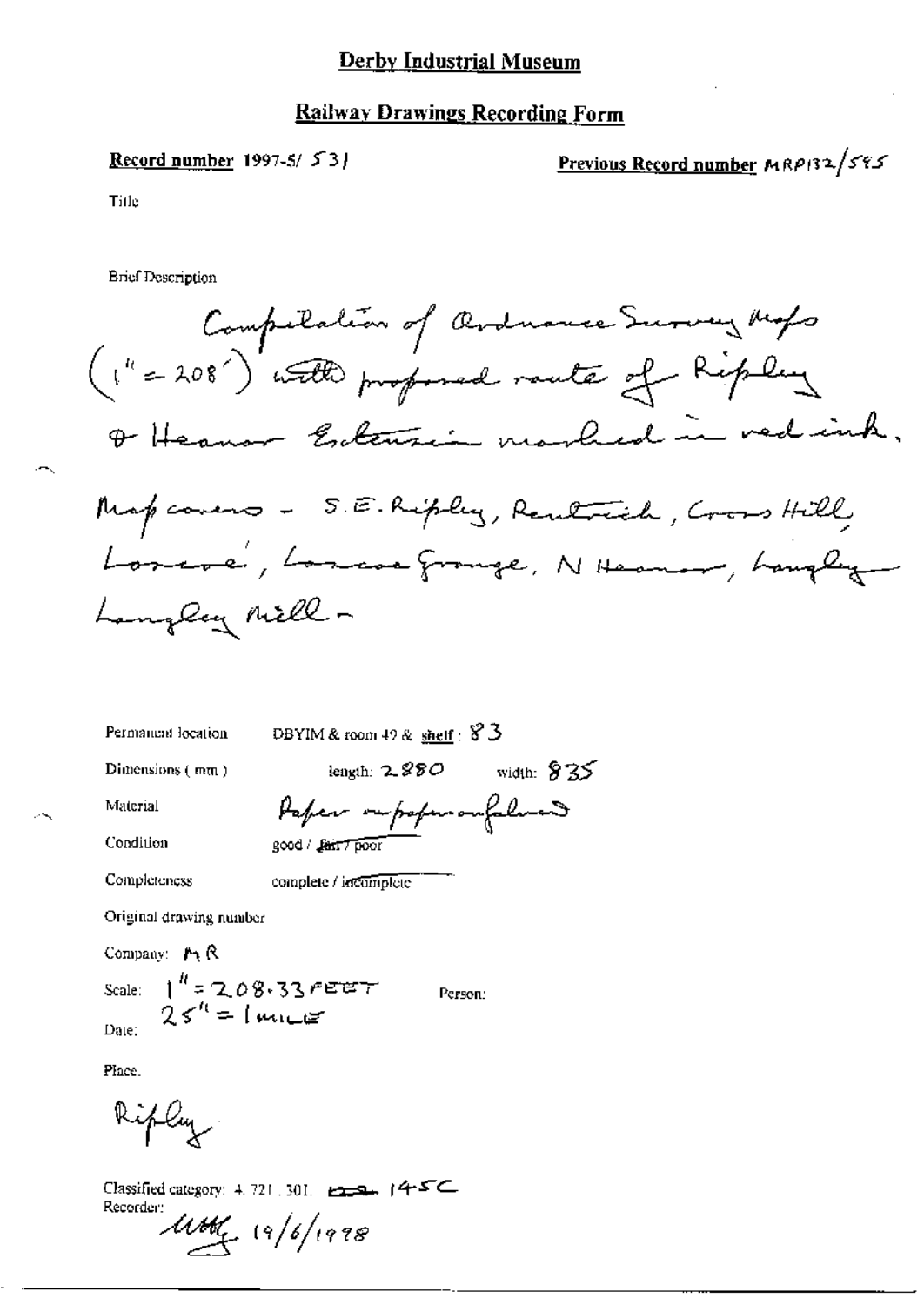## Derby Industrial Museum

## Railway Drawings Recording Form

**Record number** 1997-5/ 531

**Previous Record number** MRP132/595

Title

Brief Description

Compilation of Ordnance Survey Maps (1" = 208') with proposed route of Ripley & Heanor Extension marked in red ink. Map covers - S.E. Ripley, Rentwich, Cross Hill, Loscoe, Loscoe Grange, N Heanor, Langley, Langley Mill -

Permanent location: DBYIM & room 49 & shelf: 83

Dimensions (mm): length: 2880 width: 835

Material: Paper on paper on fabric

Condition: good / fair / poor

Completeness: complete / incomplete

Original drawing number

Company: MR

Scale: 1" = 208.33 FEET
25" = 1 MILE

Person:

Date:

Place.

Ripley

Classified category: 4.721.301. 145C

Recorder: 19/6/1998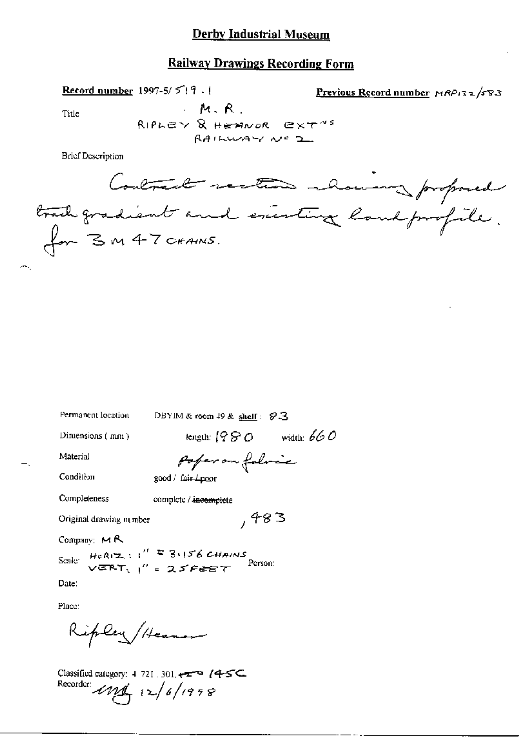**Derby Industrial Museum**

**Railway Drawings Recording Form**

**Record number** 1997-5/ 519 . 1

**Previous Record number** MRP132/583

Title

M. R.
RIPLEY & HEANOR EXT^NS
RAILWAY No 2

Brief Description

Contract section showing proposed track gradient and existing land profile. for 3 M 47 CHAINS.

Permanent location: DBYIM & room 49 & shelf: 83

Dimensions (mm): length: 1980 width: 660

Material: Paper on fabric

Condition: good / fair / poor

Completeness: complete / ~~incomplete~~

Original drawing number: , 483

Company: MR

Scale: HORIZ: 1" = 3.156 CHAINS
VERT. 1" = 25 FEET

Person:

Date:

Place:

Ripley/Heanor

Classified category: 4 721 . 301, ~~+Z~~ 145C

Recorder: mg 12/6/1998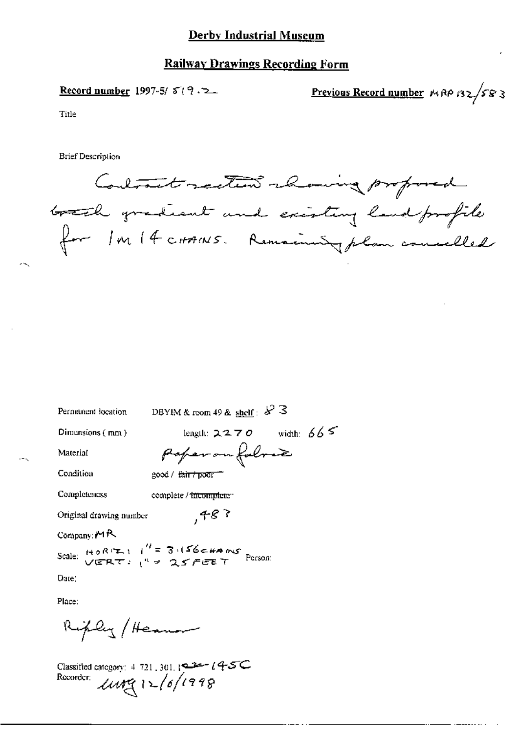# Derby Industrial Museum

## Railway Drawings Recording Form

**Record number** 1997-5/ 519.2

**Previous Record number** MRP 132/583

Title

Brief Description

Contract section showing proposed track gradient and existing land profile for 1m 14 CHAINS. Remaining plan cancelled

Permanent location DBYIM & room 49 & shelf: 83

Dimensions (mm) length: 2270 width: 665

Material Paper on fabric

Condition good / ~~fair / poor~~

Completeness complete / ~~incomplete~~

Original drawing number ,487

Company: MR

Scale: HORIZ: 1" = 3.156 CHAINS VERT: 1" = 25 FEET Person:

Date:

Place:

Ripley / Heanor

Classified category: 4.721.301.~~122~~ 145C

Recorder: [initials] 12/6/1998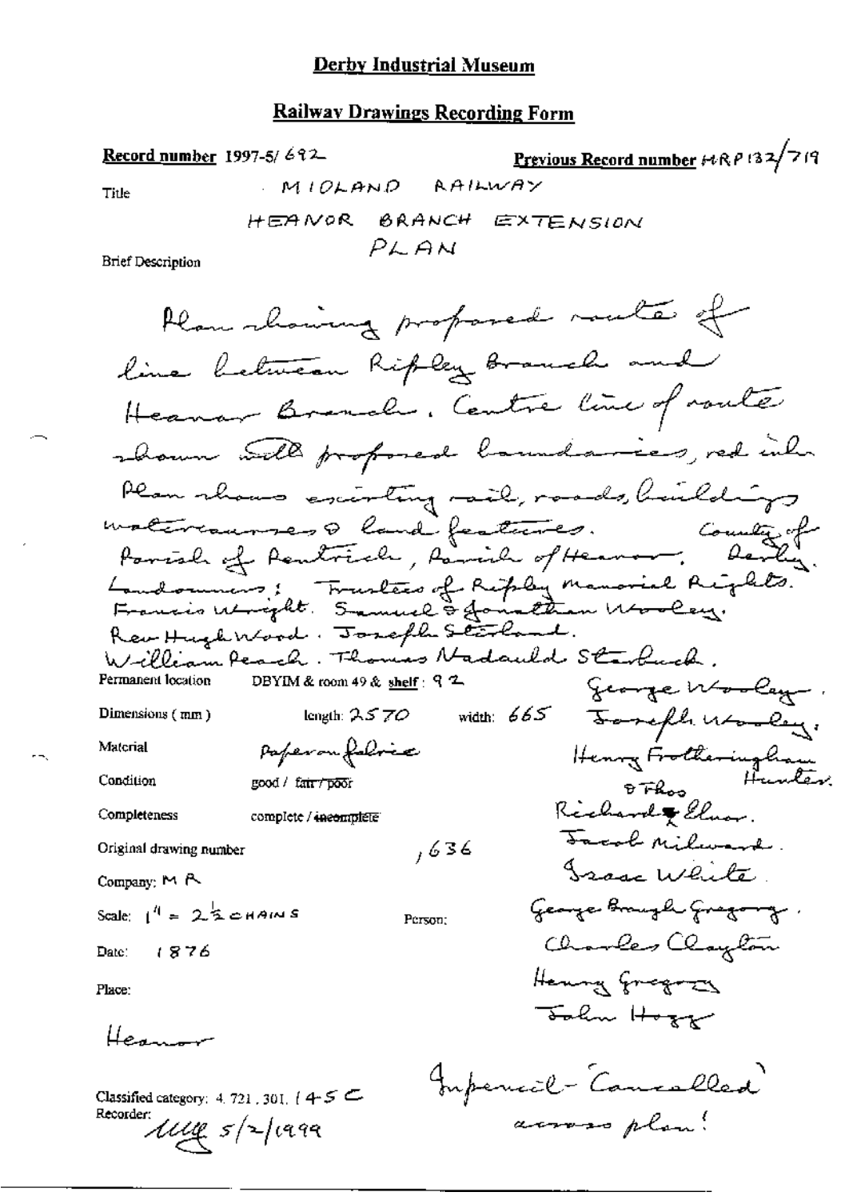# Derby Industrial Museum

## Railway Drawings Recording Form

**Record number** 1997-5/692

**Previous Record number** MRP132/719

Title: MIDLAND RAILWAY

HEANOR BRANCH EXTENSION

PLAN

Brief Description

Plan showing proposed route of line between Ripley Branch and Heanor Branch. Centre line of route shown with proposed boundaries, red ink. Plan shows existing rail, roads, buildings watercourses & land features. Parish of Pentrich, Parish of Heanor, County of Derby. Landowners: Trustees of Ripley manorial Rights. Francis Wright. Samuel & Jonathan Wooley. Rev Hugh Wood. Joseph Starland. William Peach. Thomas Nadauld Starbuck. George Wooley. Joseph Wooley. Henry Frotheringham & Thos Hunter. Richard Elnor. Jacob Milward. Isaac White. George Brough Gregory. Charles Clayton. Henry Gregory. John Hogg.

Permanent location: DBYIM & room 49 & shelf: 92

Dimensions (mm): length: 2570 width: 665

Material: Paper on fabric

Condition: good / ~~fair / poor~~

Completeness: complete / ~~incomplete~~

Original drawing number: , 636

Company: MR

Scale: 1" = $2\frac{1}{2}$ CHAINS

Person:

Date: 1876

Place:

Heanor

In pencil - 'Cancelled' across plan!

Classified category: 4.721.301.145C

Recorder: MG 5/2/1999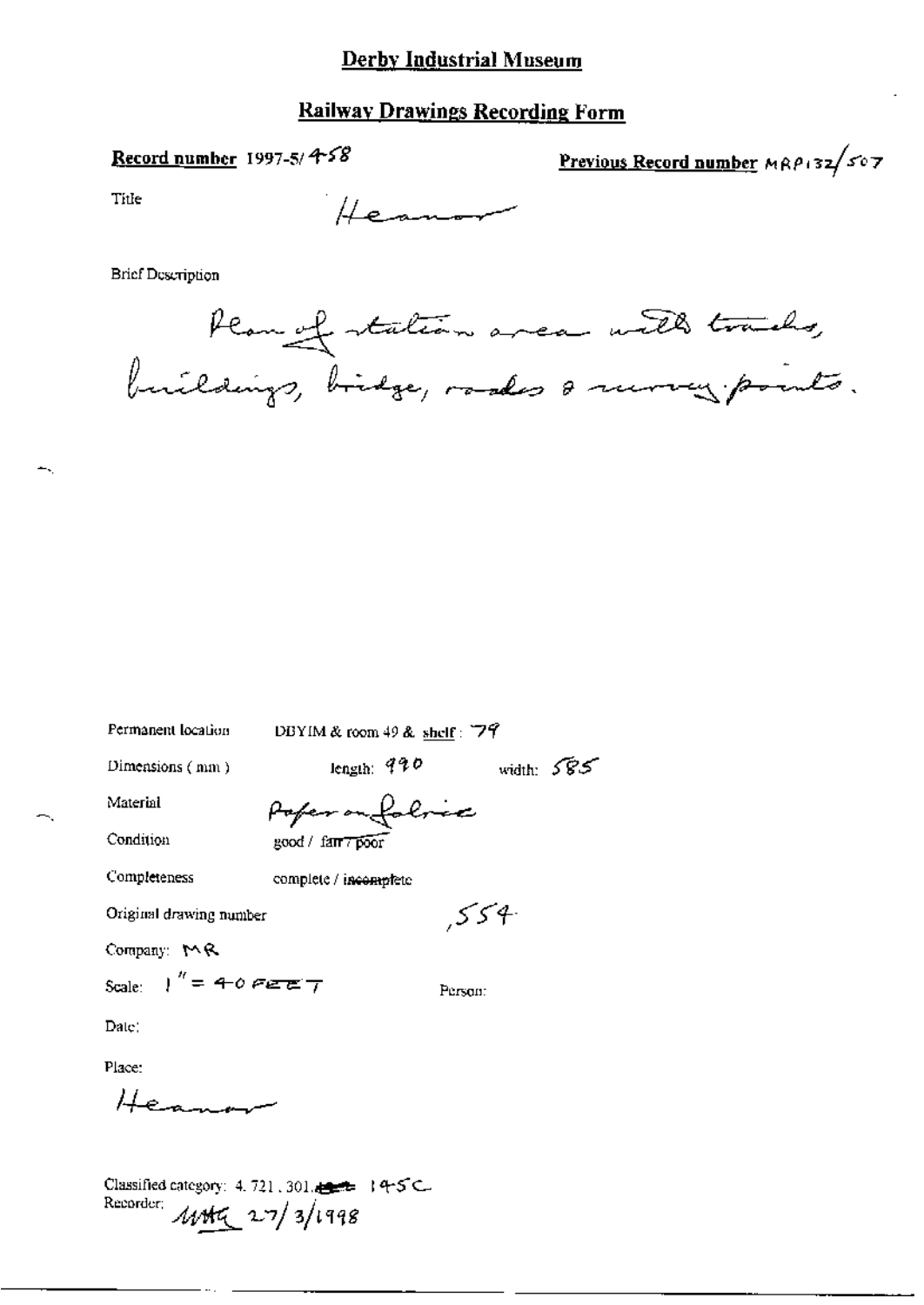# Derby Industrial Museum

## Railway Drawings Recording Form

**Record number** 1997-5/458

**Previous Record number** MRP132/507

Title Heanor

Brief Description

Plan of station area with tracks, buildings, bridge, roads & survey points.

Permanent location DBYIM & room 49 & shelf: 79

Dimensions (mm) length: 990 width: 585

Material Paper on fabric

Condition good / fair / poor

Completeness complete / incomplete

Original drawing number ,554

Company: MR

Scale: 1" = 40 FEET

Person:

Date:

Place:

Heanor

Classified category: 4.721.301.145C

Recorder: MHG 27/3/1998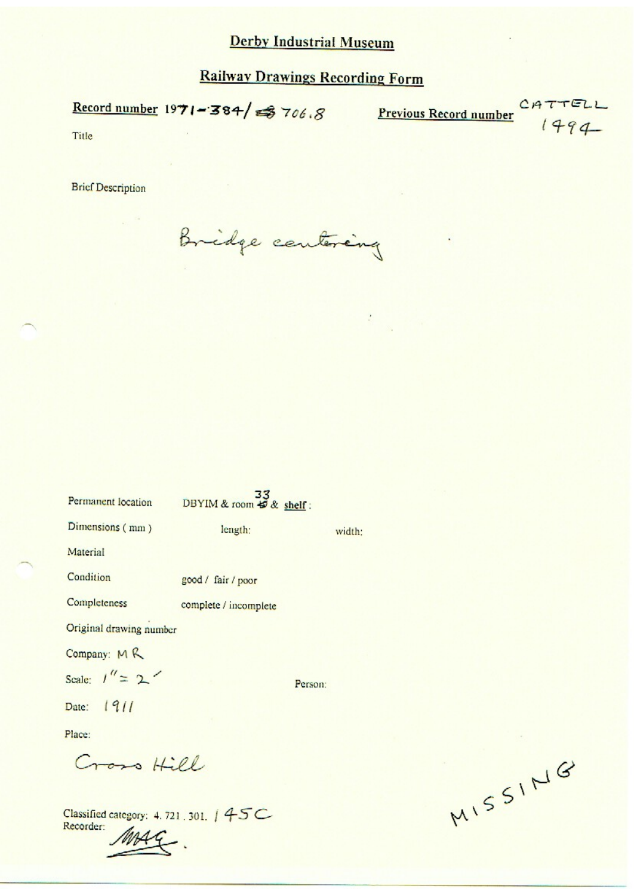# Derby Industrial Museum

## Railway Drawings Recording Form

**Record number** 1971-384/ ~~5~~ 706.8

**Previous Record number** CATTELL 1494

Title

Brief Description

Bridge centering

Permanent location DBYIM & room ~~45~~ 33 & **shelf** :

Dimensions ( mm ) length: width:

Material

Condition good / fair / poor

Completeness complete / incomplete

Original drawing number

Company: MR

Scale: 1" = 2'

Person:

Date: 1911

Place:

Cross Hill

Classified category: 4. 721 . 301. 145C

Recorder: MAG.

MISSING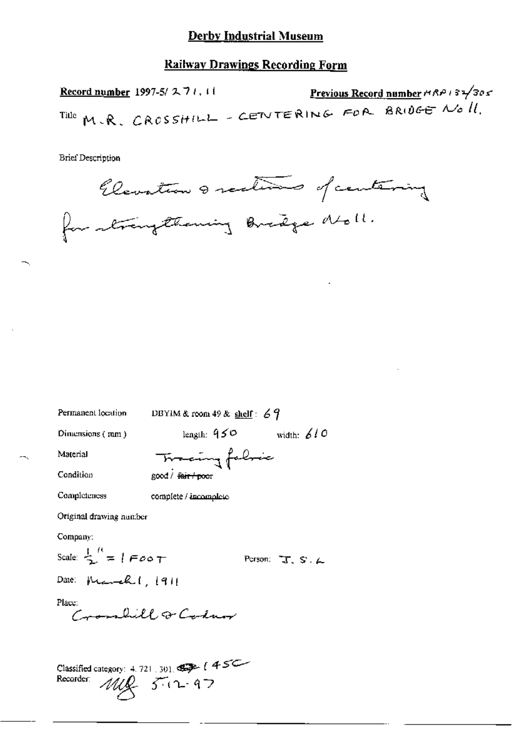## Derby Industrial Museum

## Railway Drawings Recording Form

**Record number** 1997-5/ 271.11 **Previous Record number** MRP 132/305

Title M.R. CROSSHILL - CENTERING FOR BRIDGE No 11.

Brief Description

Elevation & sections of centering for strengthening Bridge No 11.

Permanent location DBYIM & room 49 & shelf: 69

Dimensions (mm) length: 950 width: 610

Material Tracing fabric

Condition good / ~~fair / poor~~

Completeness complete / ~~incomplete~~

Original drawing number

Company:

Scale: $\frac{1}{2}$" = 1 FOOT Person: J. S. L

Date: March 1, 1911

Place: Crosshill & Codnor

Classified category: 4. 721. 301. 145C

Recorder: MG 5-12-97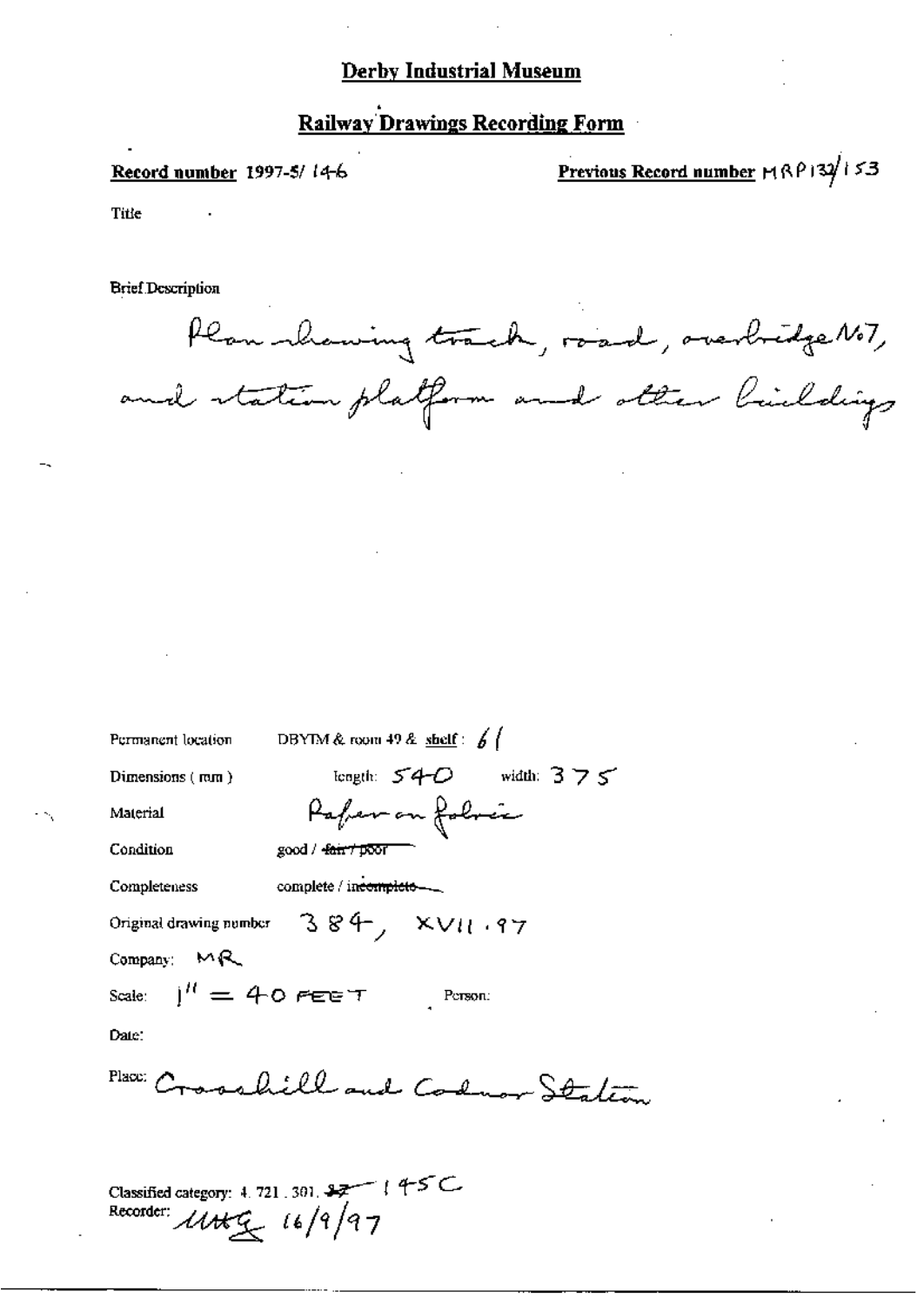# Derby Industrial Museum

## Railway Drawings Recording Form

**Record number** 1997-5/ 146

**Previous Record number** MRP132/153

Title

Brief Description

Plan showing track, road, overbridge No7, and station platform and other buildings

Permanent location DBYIM & room 49 & **shelf**: 61

Dimensions (mm) length: 540 width: 375

Material Paper on fabric

Condition good / ~~fair / poor~~

Completeness complete / ~~incomplete~~

Original drawing number 384, XVII.97

Company: MR

Scale: 1" = 40 FEET Person:

Date:

Place: Crosshill and Codnor Station

Classified category: 4.721.301. ~~37~~ 145C

Recorder: MHG 16/9/97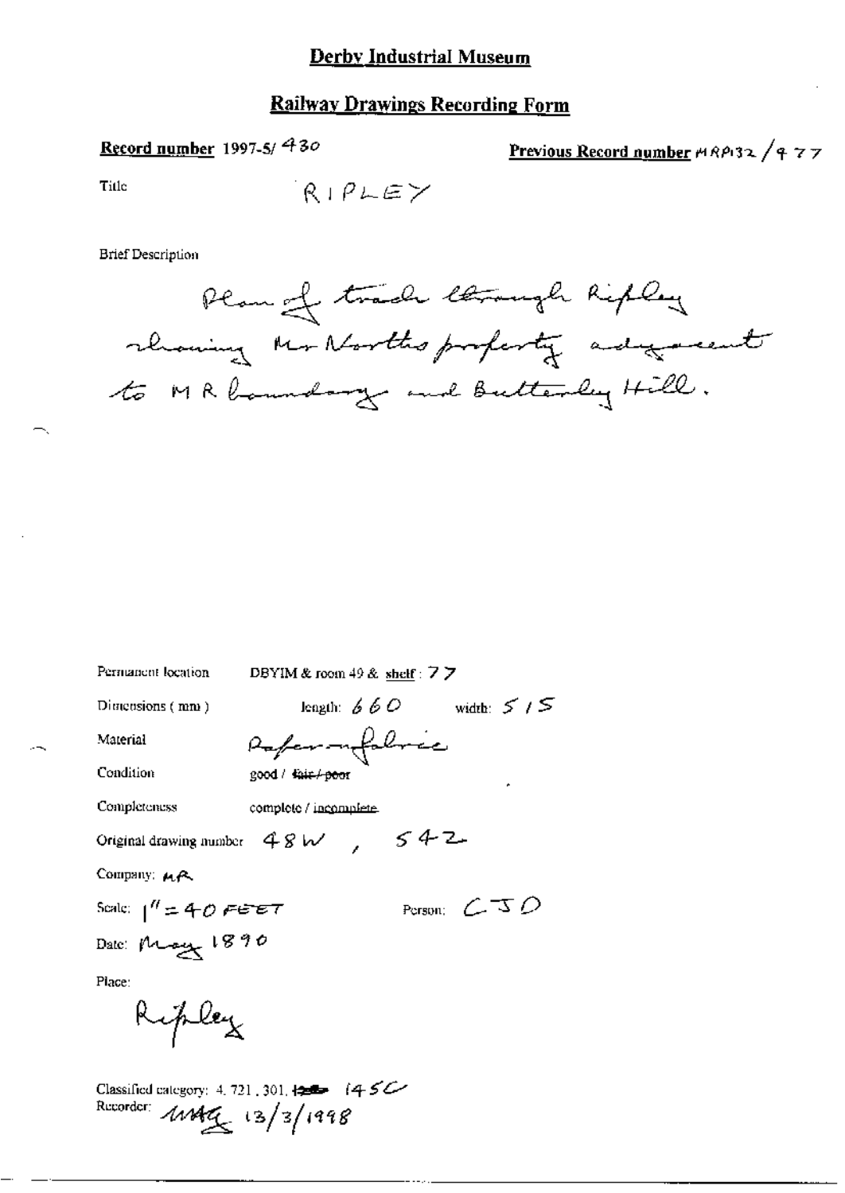# Derby Industrial Museum

## Railway Drawings Recording Form

**Record number** 1997-5/ 430

**Previous Record number** MRP132 / 477

Title RIPLEY

Brief Description

Plan of track through Ripley showing Mr Norths property adjacent to MR boundary and Butterley Hill.

Permanent location DBYIM & room 49 & shelf : 77

Dimensions (mm) length: 660 width: 515

Material Paper on fabric

Condition good / ~~fair / poor~~

Completeness complete / ~~incomplete~~

Original drawing number 48W , 542

Company: MR

Scale: 1" = 40 FEET Person: CJD

Date: May 1890

Place:

Ripley

Classified category: 4. 721, 301, ~~120~~ 145C

Recorder: MAG 13/3/1998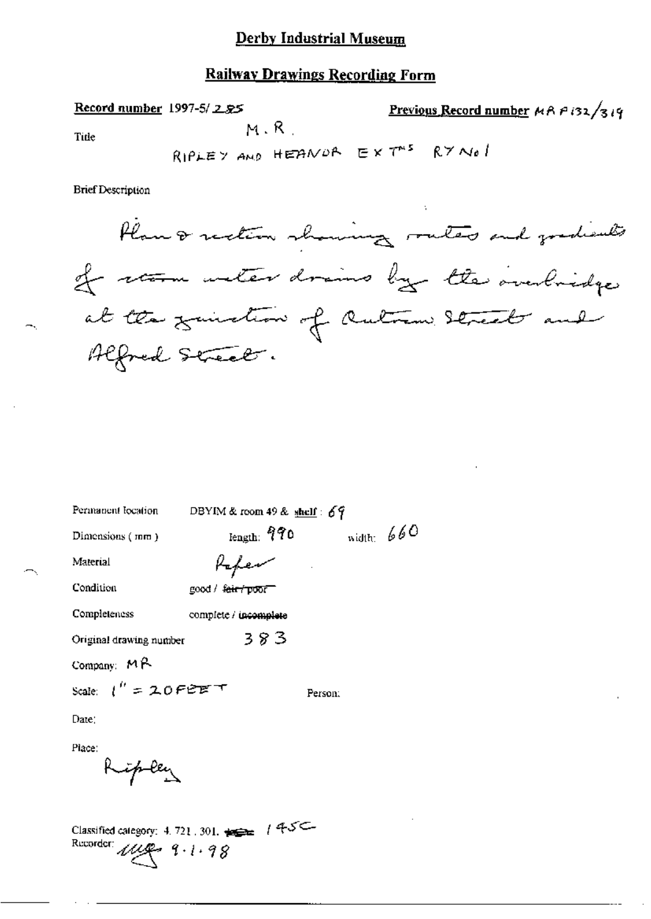# Derby Industrial Museum

## Railway Drawings Recording Form

**Record number** 1997-5/285

**Previous Record number** MR P132/319

Title

M.R.

RIPLEY AND HEANOR EXTNS RY No 1

Brief Description

Plan & section showing routes and gradients of storm water drains by the overbridge at the junction of Outram Street and Alfred Street.

Permanent location DBYIM & room 49 & shelf: 69

Dimensions (mm) length: 990 width: 660

Material Paper

Condition good / ~~fair / poor~~

Completeness complete / ~~incomplete~~

Original drawing number 383

Company: MR

Scale: 1" = 20 FEET

Person:

Date:

Place:

Ripley

Classified category: 4.721.301. ~~...~~ 145C

Recorder: MG 9.1.98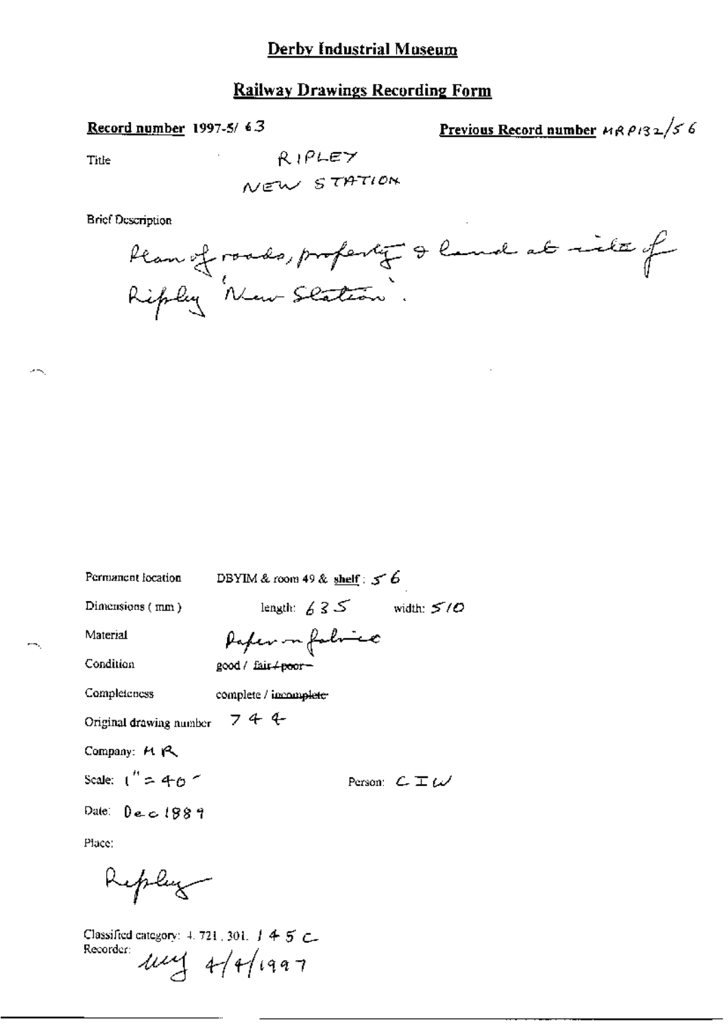# Derby Industrial Museum

## Railway Drawings Recording Form

**Record number** 1997-5/ 63

**Previous Record number** MR P132/56

Title RIPLEY NEW STATION

Brief Description

Plan of roads, property & land at site of Ripley 'New Station'.

Permanent location DBYIM & room 49 & **shelf**: 56

Dimensions (mm) length: 635 width: 510

Material Paper on fabric

Condition good / ~~fair / poor~~

Completeness complete / ~~incomplete~~

Original drawing number 744

Company: MR

Scale: 1" = 40'

Person: CIW

Date: Dec 1889

Place:

Ripley

Classified category: 4.721.301. 145 C

Recorder: uuj 4/4/1997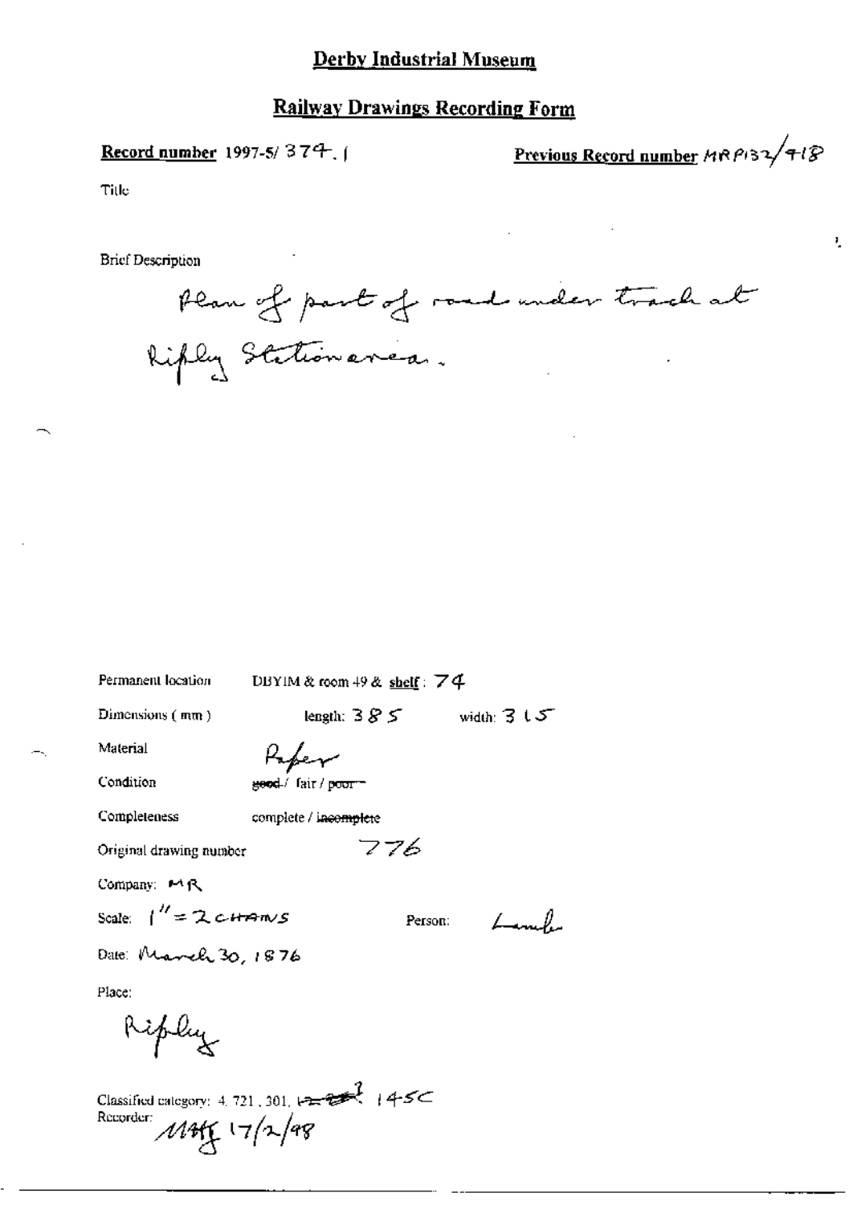## Derby Industrial Museum

## Railway Drawings Recording Form

**Record number** 1997-5/ 374. 1

**Previous Record number** MRP132/418

Title

Brief Description

Plan of part of road under track at Ripley Station area.

Permanent location DBYIM & room 49 & **shelf**: 74

Dimensions (mm) length: 385 width: 315

Material Paper

Condition ~~good~~ / fair / ~~poor~~

Completeness complete / ~~incomplete~~

Original drawing number 776

Company: MR

Scale: 1" = 2 CHAINS

Person: Lamb

Date: March 30, 1876

Place:

Ripley

Classified category: 4. 721, 301, ~~...~~ 145C

Recorder: MHG 17/2/98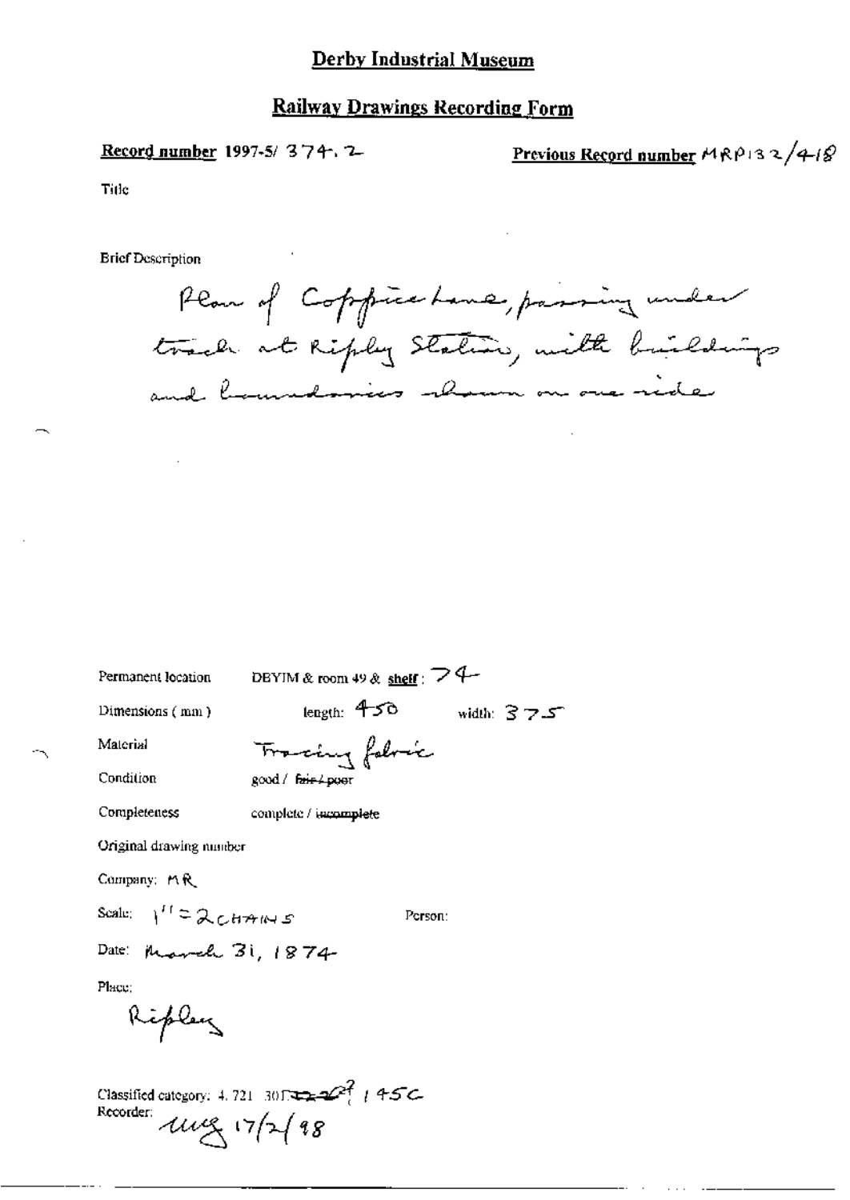# Derby Industrial Museum

## Railway Drawings Recording Form

**Record number** 1997-5/ 374.2

**Previous Record number** MRP132/418

Title

Brief Description

Plan of Coppice Lane, passing under track at Ripley Station, with buildings and boundaries shown on one side

Permanent location: DEYIM & room 49 & **shelf**: 74

Dimensions (mm): length: 450 width: 375

Material: Tracing fabric

Condition: good / ~~fair / poor~~

Completeness: complete / ~~incomplete~~

Original drawing number

Company: MR

Scale: 1" = 2 CHAINS

Person:

Date: March 31, 1874

Place:

Ripley

Classified category: 4. 721. 301 ~~...~~ 145C

Recorder: meg 17/2/98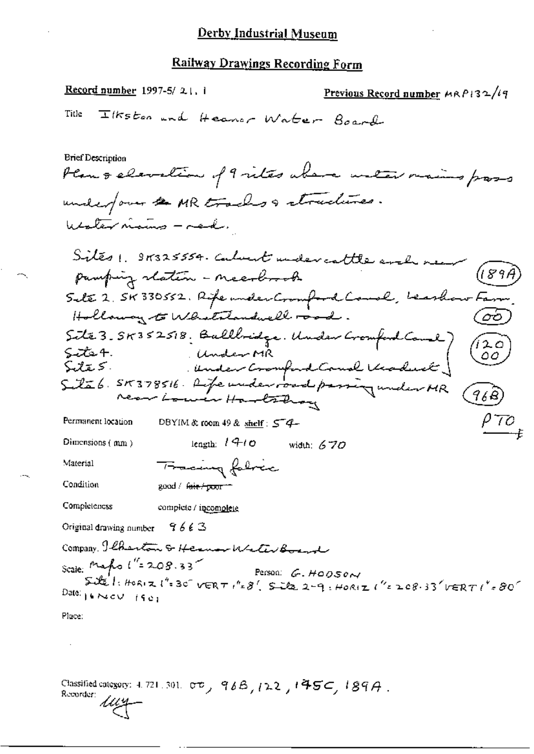# Derby Industrial Museum

## Railway Drawings Recording Form

**Record number** 1997-5/ 21. 1 **Previous Record number** MRP132/19

Title Ilkston and Heanor Water Board

Brief Description

Plan & elevation of 9 sites where water mains pass under/over ~~the~~ MR tracks & structures.
Water mains – red.

Sites 1. SK325554. Culvert under cattle arch near pumping station – Meerbrook (189A)
Site 2. SK330552. Pipe under Cromford Canal, Leashaw Farm, Holloway to Whatstandwell road. (OO)
Site 3. SK352518. Bullbridge. Under Cromford Canal
Site 4. Under MR (120 OO)
Site 5. Under Cromford Canal Viaduct
Site 6. SK378516. Pipe under road passing under MR near Lower Hartshay (96B)

PTO

Permanent location DBYIM & room 49 & shelf: 54

Dimensions (mm) length: 1410 width: 670

Material Tracing fabric

Condition good / ~~fair / poor~~

Completeness complete / incomplete

Original drawing number 9663

Company. Ilkeston & Heanor Water Board

Scale: Maps 1" = 208.33'
Site 1: HORIZ 1" = 30' VERT 1" = 8'. Site 2-9: HORIZ 1" = 208.33' VERT 1" = 80'

Person: G. HODSON

Date: 14 NOV 1901

Place:

Classified category: 4. 721. 301. OO, 96B, 122, 145C, 189A.

Recorder: lmy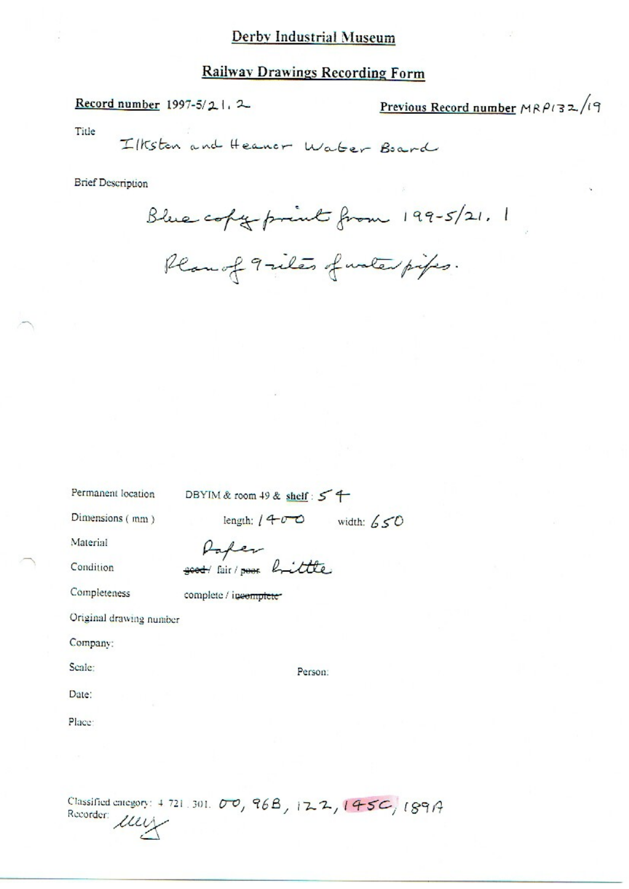# Derby Industrial Museum

## Railway Drawings Recording Form

**Record number** 1997-5/21.2 **Previous Record number** MRP132/19

Title

Ilkston and Heanor Water Board

Brief Description

Blue copy print from 199-5/21.1

Plan of 9 sites of water pipes.

Permanent location DBYIM & room 49 & shelf: 54

Dimensions (mm) length: 1400 width: 650

Material Paper

Condition ~~good~~ / fair / ~~poor~~ brittle

Completeness complete / ~~incomplete~~

Original drawing number

Company:

Scale: Person:

Date:

Place:

Classified category: 4.721.301. 00, 96B, 122, 145C, 189A

Recorder: *[signature]*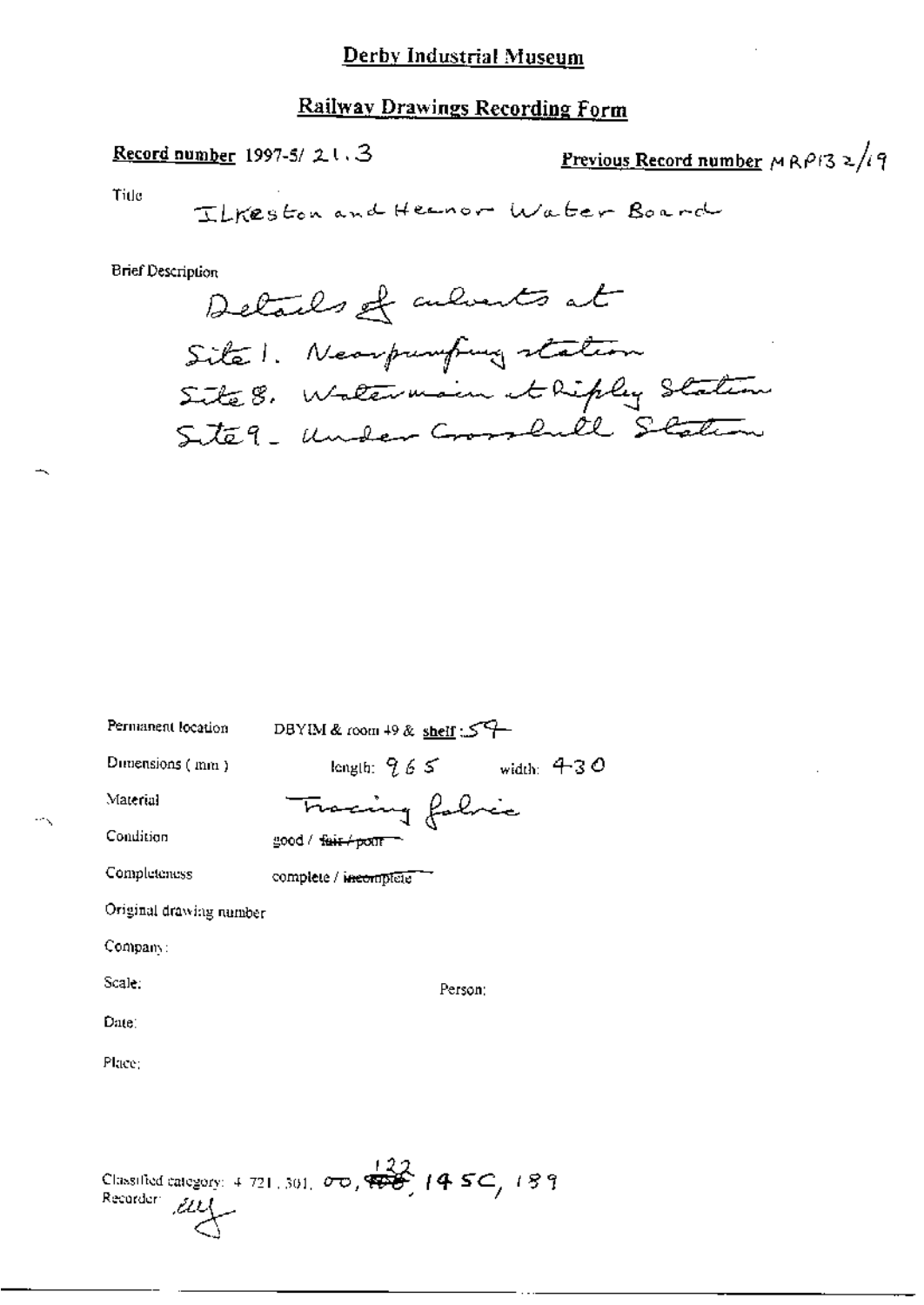# Derby Industrial Museum

## Railway Drawings Recording Form

**Record number** 1997-5/ 21.3

**Previous Record number** MRP132/19

Title

ILKeston and Heanor Water Board

Brief Description

Details of culverts at
Site 1. Near pumping station
Site 8. Watermain at Ripley Station
Site 9 - Under Crosshill Station

Permanent location: DBYIM & room 49 & shelf : 54

Dimensions (mm): length: 965 width: 430

Material: Tracing fabric

Condition: good / ~~fair / poor~~

Completeness: complete / ~~incomplete~~

Original drawing number

Company:

Scale:

Person:

Date:

Place:

Classified category: 4 721.301, 00, ~~122~~ 122, 145C, 189

Recorder: ell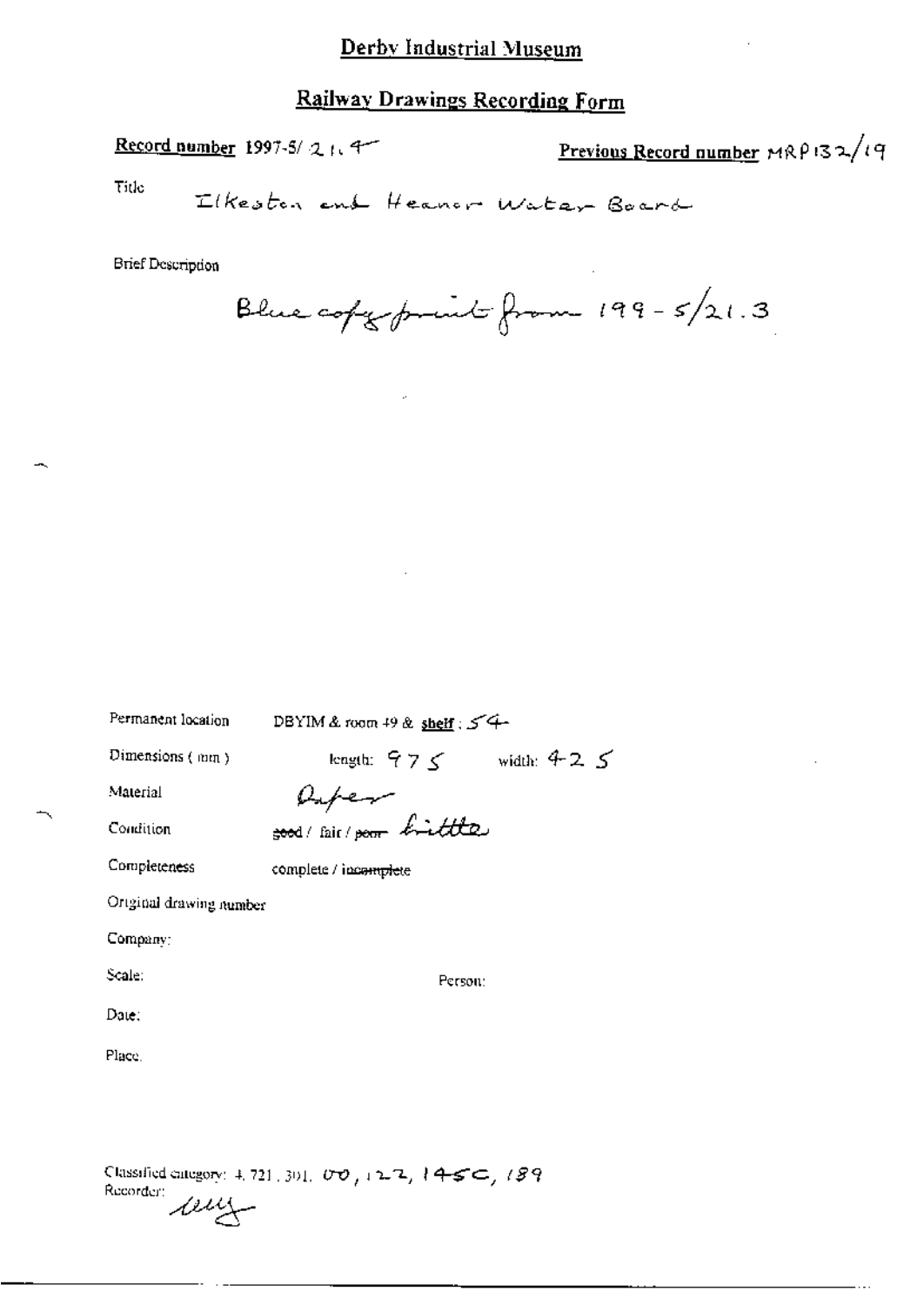# Derby Industrial Museum

## Railway Drawings Recording Form

**Record number** 1997-5/ 21.4 **Previous Record number** MRP132/19

Title Ilkeston and Heanor Water Board

Brief Description

Blue copy print from 199-5/21.3

Permanent location DBYIM & room 49 & **shelf** : 54

Dimensions (mm) length: 975 width: 425

Material Paper

Condition ~~good~~ / fair / ~~poor~~ brittle

Completeness complete / ~~incomplete~~

Original drawing number

Company:

Scale: Person:

Date:

Place.

Classified category: 4, 721, 301, 00, 122, 145C, 189

Recorder: [signature]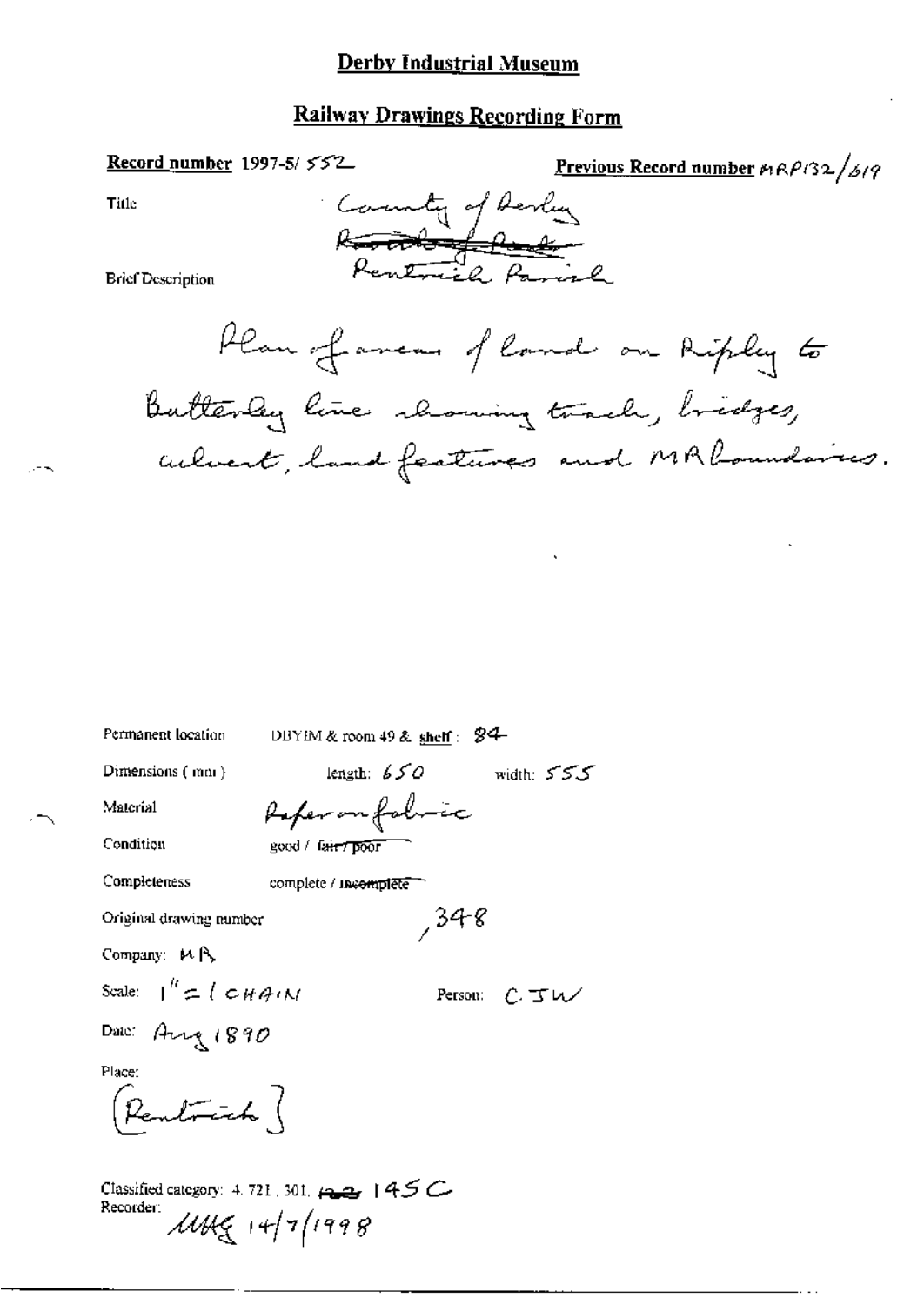# Derby Industrial Museum

## Railway Drawings Recording Form

**Record number** 1997-5/ 552

**Previous Record number** MRP132/619

Title

County of Derby

~~Rural of Park~~

Pentrich Parish

Brief Description

Plan of areas of land on Ripley to Butterley line showing track, bridges, culvert, land features and MR boundaries.

Permanent location: DBYIM & room 49 & shelf: 84

Dimensions (mm): length: 650 width: 555

Material: Paper on fabric

Condition: good / ~~fair / poor~~

Completeness: complete / ~~incomplete~~

Original drawing number: ,348

Company: MR

Scale: 1" = 1 CHAIN

Person: C.JW

Date: Aug 1890

Place:

(Pentrich)

Classified category: 4. 721. 301. ~~142~~ 145C

Recorder: MHG 14/7/1998